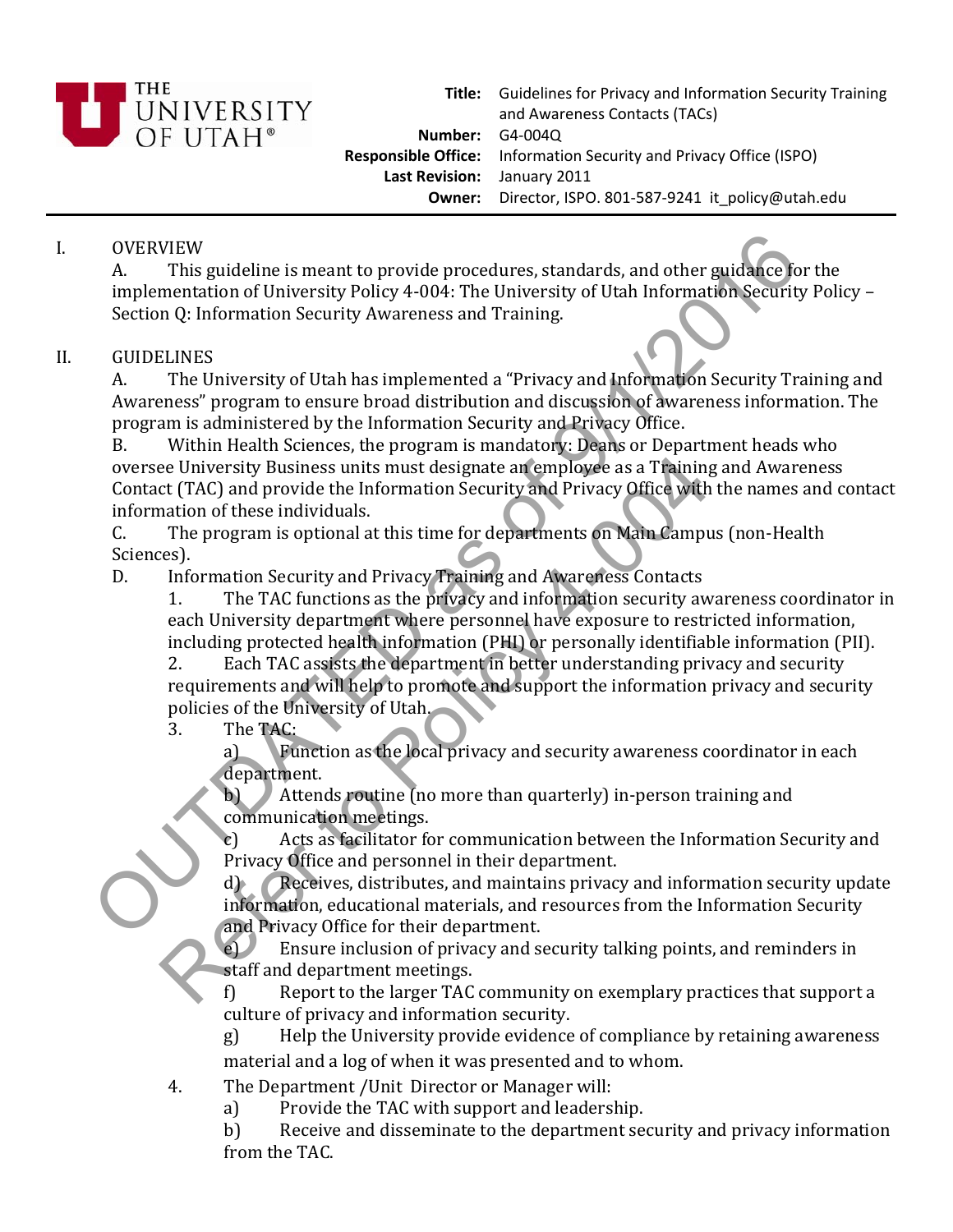**Title:** Guidelines for Privacy and Information Security Training and Awareness Contacts (TACs)
**Number:** G4-004Q
**Responsible Office:** Information Security and Privacy Office (ISPO)
**Last Revision:** January 2011
**Owner:** Director, ISPO. 801-587-9241 it_policy@utah.edu

OUTDATED as of 9/1/2016 Refer to Policy 4-004

I. OVERVIEW

A. This guideline is meant to provide procedures, standards, and other guidance for the implementation of University Policy 4-004: The University of Utah Information Security Policy – Section Q: Information Security Awareness and Training.

II. GUIDELINES

A. The University of Utah has implemented a "Privacy and Information Security Training and Awareness" program to ensure broad distribution and discussion of awareness information. The program is administered by the Information Security and Privacy Office.

B. Within Health Sciences, the program is mandatory: Deans or Department heads who oversee University Business units must designate an employee as a Training and Awareness Contact (TAC) and provide the Information Security and Privacy Office with the names and contact information of these individuals.

C. The program is optional at this time for departments on Main Campus (non-Health Sciences).

D. Information Security and Privacy Training and Awareness Contacts

1. The TAC functions as the privacy and information security awareness coordinator in each University department where personnel have exposure to restricted information, including protected health information (PHI) or personally identifiable information (PII).

2. Each TAC assists the department in better understanding privacy and security requirements and will help to promote and support the information privacy and security policies of the University of Utah.

3. The TAC:

a) Function as the local privacy and security awareness coordinator in each department.

b) Attends routine (no more than quarterly) in-person training and communication meetings.

c) Acts as facilitator for communication between the Information Security and Privacy Office and personnel in their department.

d) Receives, distributes, and maintains privacy and information security update information, educational materials, and resources from the Information Security and Privacy Office for their department.

e) Ensure inclusion of privacy and security talking points, and reminders in staff and department meetings.

f) Report to the larger TAC community on exemplary practices that support a culture of privacy and information security.

g) Help the University provide evidence of compliance by retaining awareness material and a log of when it was presented and to whom.

4. The Department /Unit Director or Manager will:

a) Provide the TAC with support and leadership.

b) Receive and disseminate to the department security and privacy information from the TAC.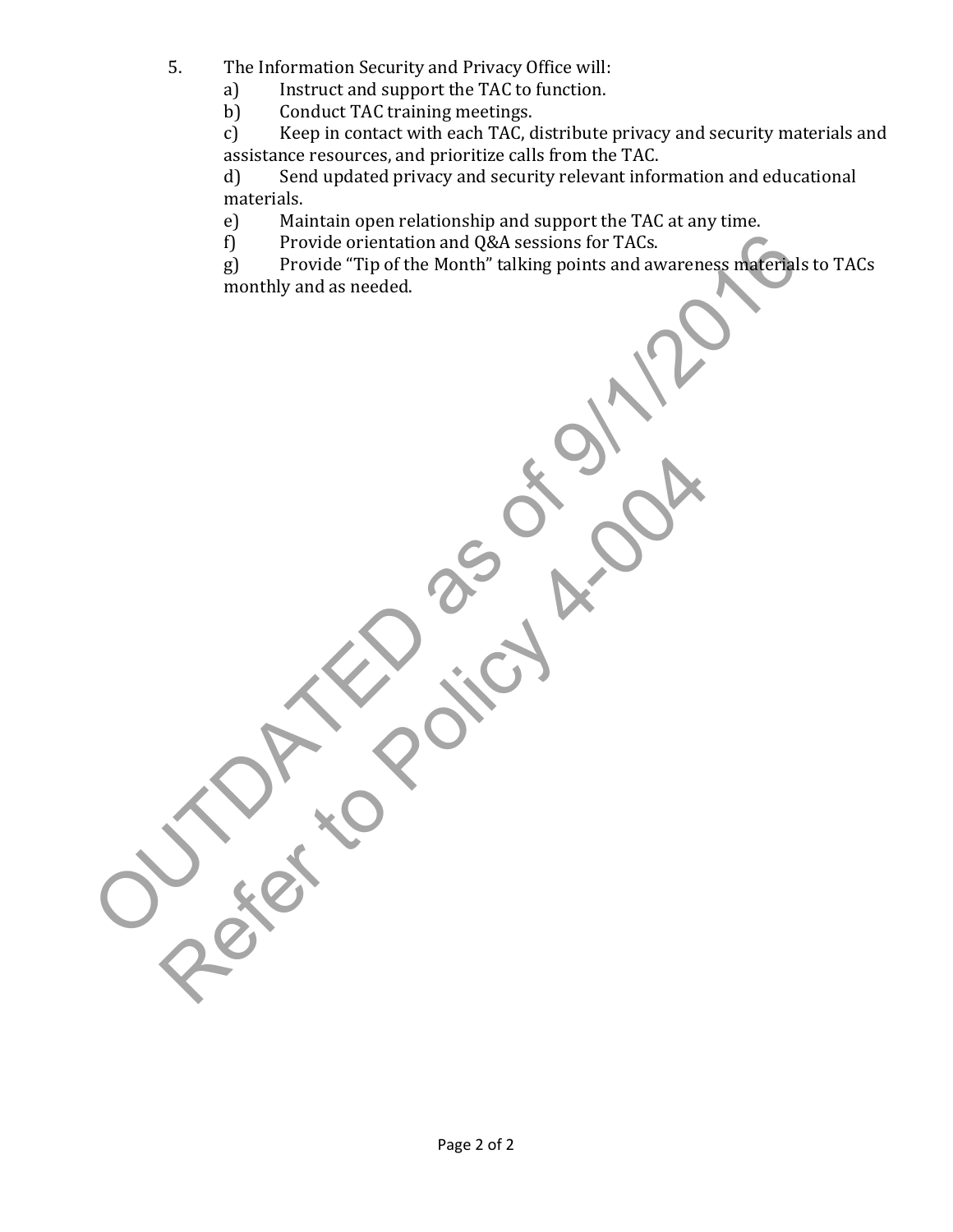5. The Information Security and Privacy Office will:
   a) Instruct and support the TAC to function.
   b) Conduct TAC training meetings.
   c) Keep in contact with each TAC, distribute privacy and security materials and assistance resources, and prioritize calls from the TAC.
   d) Send updated privacy and security relevant information and educational materials.
   e) Maintain open relationship and support the TAC at any time.
   f) Provide orientation and Q&A sessions for TACs.
   g) Provide "Tip of the Month" talking points and awareness materials to TACs monthly and as needed.

OUTDATED as of 9/1/2016
Refer to Policy 4-004